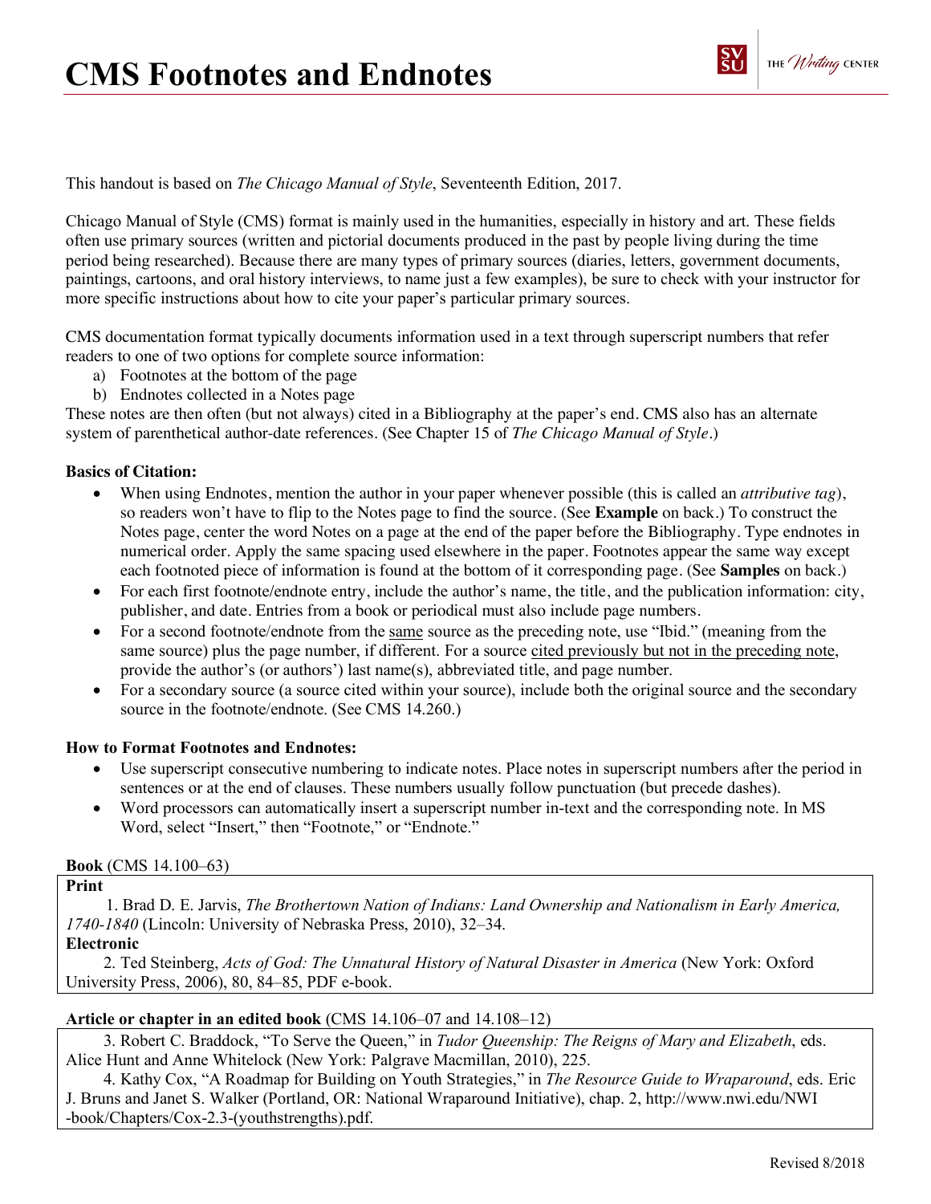# CMS Footnotes and Endnotes

This handout is based on *The Chicago Manual of Style*, Seventeenth Edition, 2017.

Chicago Manual of Style (CMS) format is mainly used in the humanities, especially in history and art. These fields often use primary sources (written and pictorial documents produced in the past by people living during the time period being researched). Because there are many types of primary sources (diaries, letters, government documents, paintings, cartoons, and oral history interviews, to name just a few examples), be sure to check with your instructor for more specific instructions about how to cite your paper's particular primary sources.

CMS documentation format typically documents information used in a text through superscript numbers that refer readers to one of two options for complete source information:

a) Footnotes at the bottom of the page
b) Endnotes collected in a Notes page

These notes are then often (but not always) cited in a Bibliography at the paper's end. CMS also has an alternate system of parenthetical author-date references. (See Chapter 15 of *The Chicago Manual of Style*.)

**Basics of Citation:**

- When using Endnotes, mention the author in your paper whenever possible (this is called an *attributive tag*), so readers won't have to flip to the Notes page to find the source. (See **Example** on back.) To construct the Notes page, center the word Notes on a page at the end of the paper before the Bibliography. Type endnotes in numerical order. Apply the same spacing used elsewhere in the paper. Footnotes appear the same way except each footnoted piece of information is found at the bottom of it corresponding page. (See **Samples** on back.)
- For each first footnote/endnote entry, include the author's name, the title, and the publication information: city, publisher, and date. Entries from a book or periodical must also include page numbers.
- For a second footnote/endnote from the same source as the preceding note, use "Ibid." (meaning from the same source) plus the page number, if different. For a source cited previously but not in the preceding note, provide the author's (or authors') last name(s), abbreviated title, and page number.
- For a secondary source (a source cited within your source), include both the original source and the secondary source in the footnote/endnote. (See CMS 14.260.)

**How to Format Footnotes and Endnotes:**

- Use superscript consecutive numbering to indicate notes. Place notes in superscript numbers after the period in sentences or at the end of clauses. These numbers usually follow punctuation (but precede dashes).
- Word processors can automatically insert a superscript number in-text and the corresponding note. In MS Word, select "Insert," then "Footnote," or "Endnote."

**Book** (CMS 14.100–63)

**Print**

1. Brad D. E. Jarvis, *The Brothertown Nation of Indians: Land Ownership and Nationalism in Early America, 1740-1840* (Lincoln: University of Nebraska Press, 2010), 32–34.

**Electronic**

2. Ted Steinberg, *Acts of God: The Unnatural History of Natural Disaster in America* (New York: Oxford University Press, 2006), 80, 84–85, PDF e-book.

**Article or chapter in an edited book** (CMS 14.106–07 and 14.108–12)

3. Robert C. Braddock, "To Serve the Queen," in *Tudor Queenship: The Reigns of Mary and Elizabeth*, eds. Alice Hunt and Anne Whitelock (New York: Palgrave Macmillan, 2010), 225.

4. Kathy Cox, "A Roadmap for Building on Youth Strategies," in *The Resource Guide to Wraparound*, eds. Eric J. Bruns and Janet S. Walker (Portland, OR: National Wraparound Initiative), chap. 2, http://www.nwi.edu/NWI-book/Chapters/Cox-2.3-(youthstrengths).pdf.

Revised 8/2018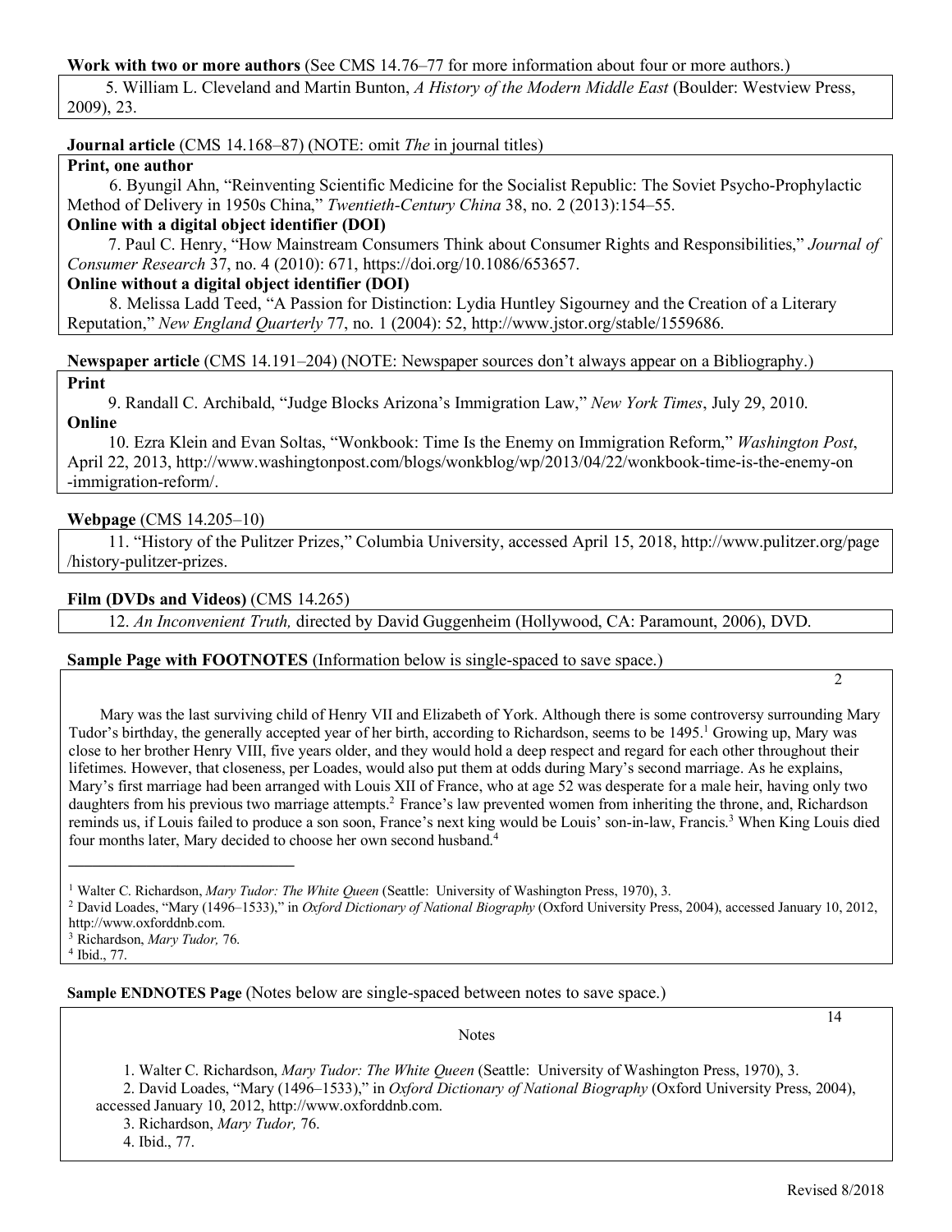**Work with two or more authors** (See CMS 14.76–77 for more information about four or more authors.)

5. William L. Cleveland and Martin Bunton, *A History of the Modern Middle East* (Boulder: Westview Press, 2009), 23.

**Journal article** (CMS 14.168–87) (NOTE: omit *The* in journal titles)

**Print, one author**

6. Byungil Ahn, "Reinventing Scientific Medicine for the Socialist Republic: The Soviet Psycho-Prophylactic Method of Delivery in 1950s China," *Twentieth-Century China* 38, no. 2 (2013):154–55.

**Online with a digital object identifier (DOI)**

7. Paul C. Henry, "How Mainstream Consumers Think about Consumer Rights and Responsibilities," *Journal of Consumer Research* 37, no. 4 (2010): 671, https://doi.org/10.1086/653657.

**Online without a digital object identifier (DOI)**

8. Melissa Ladd Teed, "A Passion for Distinction: Lydia Huntley Sigourney and the Creation of a Literary Reputation," *New England Quarterly* 77, no. 1 (2004): 52, http://www.jstor.org/stable/1559686.

**Newspaper article** (CMS 14.191–204) (NOTE: Newspaper sources don't always appear on a Bibliography.)

**Print**

9. Randall C. Archibald, "Judge Blocks Arizona's Immigration Law," *New York Times*, July 29, 2010.

**Online**

10. Ezra Klein and Evan Soltas, "Wonkbook: Time Is the Enemy on Immigration Reform," *Washington Post*, April 22, 2013, http://www.washingtonpost.com/blogs/wonkblog/wp/2013/04/22/wonkbook-time-is-the-enemy-on-immigration-reform/.

**Webpage** (CMS 14.205–10)

11. "History of the Pulitzer Prizes," Columbia University, accessed April 15, 2018, http://www.pulitzer.org/page/history-pulitzer-prizes.

**Film (DVDs and Videos)** (CMS 14.265)

12. *An Inconvenient Truth,* directed by David Guggenheim (Hollywood, CA: Paramount, 2006), DVD.

**Sample Page with FOOTNOTES** (Information below is single-spaced to save space.)

2

Mary was the last surviving child of Henry VII and Elizabeth of York. Although there is some controversy surrounding Mary Tudor's birthday, the generally accepted year of her birth, according to Richardson, seems to be 1495.[1] Growing up, Mary was close to her brother Henry VIII, five years older, and they would hold a deep respect and regard for each other throughout their lifetimes. However, that closeness, per Loades, would also put them at odds during Mary's second marriage. As he explains, Mary's first marriage had been arranged with Louis XII of France, who at age 52 was desperate for a male heir, having only two daughters from his previous two marriage attempts.[2] France's law prevented women from inheriting the throne, and, Richardson reminds us, if Louis failed to produce a son soon, France's next king would be Louis' son-in-law, Francis.[3] When King Louis died four months later, Mary decided to choose her own second husband.[4]

---

[1] Walter C. Richardson, *Mary Tudor: The White Queen* (Seattle: University of Washington Press, 1970), 3.
[2] David Loades, "Mary (1496–1533)," in *Oxford Dictionary of National Biography* (Oxford University Press, 2004), accessed January 10, 2012, http://www.oxforddnb.com.
[3] Richardson, *Mary Tudor,* 76.
[4] Ibid., 77.

**Sample ENDNOTES Page** (Notes below are single-spaced between notes to save space.)

14

Notes

1. Walter C. Richardson, *Mary Tudor: The White Queen* (Seattle: University of Washington Press, 1970), 3.
2. David Loades, "Mary (1496–1533)," in *Oxford Dictionary of National Biography* (Oxford University Press, 2004), accessed January 10, 2012, http://www.oxforddnb.com.
3. Richardson, *Mary Tudor,* 76.
4. Ibid., 77.